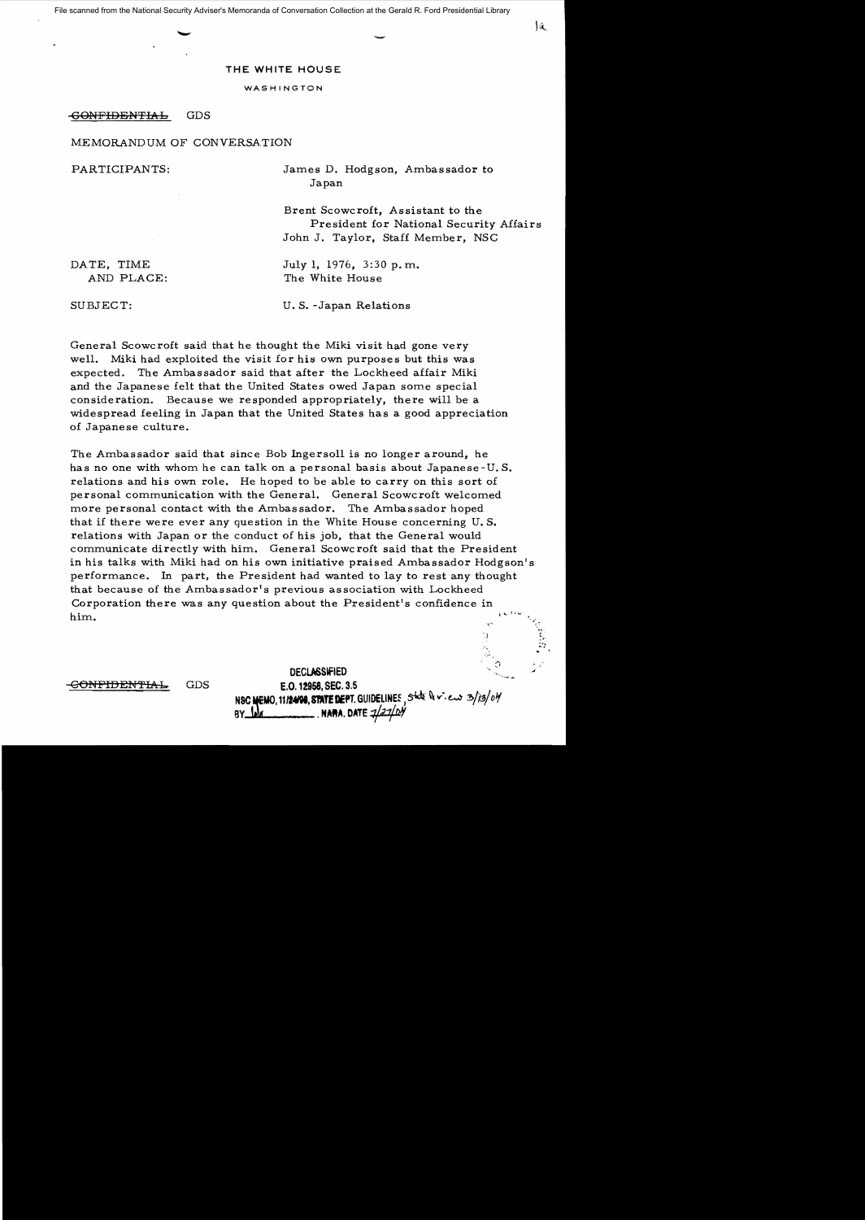File scanned from the National Security Adviser's Memoranda of Conversation Collection at the Gerald R. Ford Presidential Library

# THE WHITE HOUSE

WASHINGTON

~~CONFIDENTIAL~~ GDS

MEMORANDUM OF CONVERSATION

PARTICIPANTS: James D. Hodgson, Ambassador to Japan

Brent Scowcroft, Assistant to the President for National Security Affairs

John J. Taylor, Staff Member, NSC

DATE, TIME AND PLACE: July 1, 1976, 3:30 p.m. The White House

SUBJECT: U.S.-Japan Relations

General Scowcroft said that he thought the Miki visit had gone very well. Miki had exploited the visit for his own purposes but this was expected. The Ambassador said that after the Lockheed affair Miki and the Japanese felt that the United States owed Japan some special consideration. Because we responded appropriately, there will be a widespread feeling in Japan that the United States has a good appreciation of Japanese culture.

The Ambassador said that since Bob Ingersoll is no longer around, he has no one with whom he can talk on a personal basis about Japanese-U.S. relations and his own role. He hoped to be able to carry on this sort of personal communication with the General. General Scowcroft welcomed more personal contact with the Ambassador. The Ambassador hoped that if there were ever any question in the White House concerning U.S. relations with Japan or the conduct of his job, that the General would communicate directly with him. General Scowcroft said that the President in his talks with Miki had on his own initiative praised Ambassador Hodgson's performance. In part, the President had wanted to lay to rest any thought that because of the Ambassador's previous association with Lockheed Corporation there was any question about the President's confidence in him.

~~CONFIDENTIAL~~ GDS

DECLASSIFIED
E.O. 12958, SEC. 3.5
NSC MEMO, 11/24/98, STATE DEPT. GUIDELINES, State Rev. 3/13/04
BY ___ NARA, DATE 7/27/04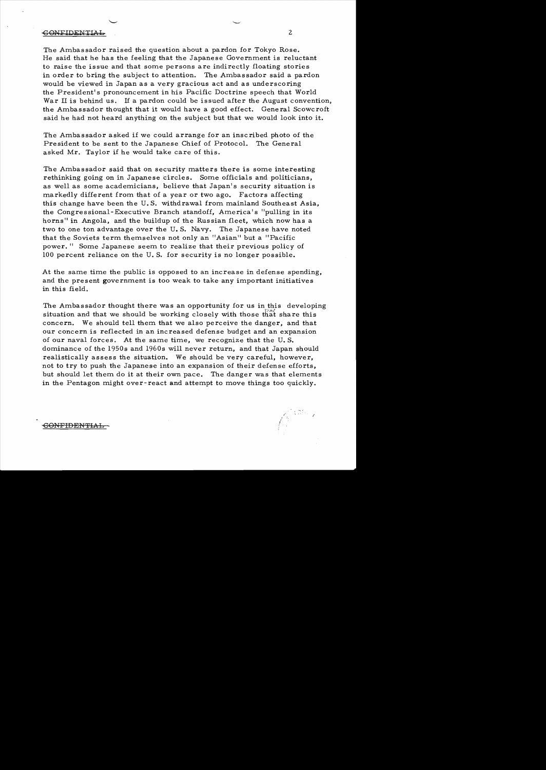CONFIDENTIAL

The Ambassador raised the question about a pardon for Tokyo Rose. He said that he has the feeling that the Japanese Government is reluctant to raise the issue and that some persons are indirectly floating stories in order to bring the subject to attention. The Ambassador said a pardon would be viewed in Japan as a very gracious act and as underscoring the President's pronouncement in his Pacific Doctrine speech that World War II is behind us. If a pardon could be issued after the August convention, the Ambassador thought that it would have a good effect. General Scowcroft said he had not heard anything on the subject but that we would look into it.

The Ambassador asked if we could arrange for an inscribed photo of the President to be sent to the Japanese Chief of Protocol. The General asked Mr. Taylor if he would take care of this.

The Ambassador said that on security matters there is some interesting rethinking going on in Japanese circles. Some officials and politicians, as well as some academicians, believe that Japan's security situation is markedly different from that of a year or two ago. Factors affecting this change have been the U.S. withdrawal from mainland Southeast Asia, the Congressional-Executive Branch standoff, America's "pulling in its horns" in Angola, and the buildup of the Russian fleet, which now has a two to one ton advantage over the U.S. Navy. The Japanese have noted that the Soviets term themselves not only an "Asian" but a "Pacific power." Some Japanese seem to realize that their previous policy of 100 percent reliance on the U.S. for security is no longer possible.

At the same time the public is opposed to an increase in defense spending, and the present government is too weak to take any important initiatives in this field.

The Ambassador thought there was an opportunity for us in this developing situation and that we should be working closely with those that share this concern. We should tell them that we also perceive the danger, and that our concern is reflected in an increased defense budget and an expansion of our naval forces. At the same time, we recognize that the U.S. dominance of the 1950s and 1960s will never return, and that Japan should realistically assess the situation. We should be very careful, however, not to try to push the Japanese into an expansion of their defense efforts, but should let them do it at their own pace. The danger was that elements in the Pentagon might over-react and attempt to move things too quickly.

CONFIDENTIAL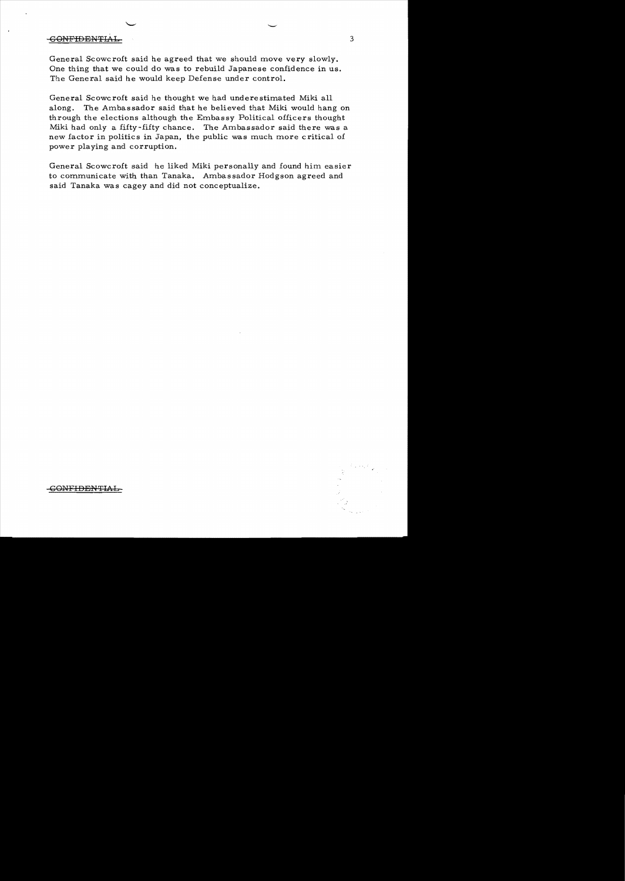~~CONFIDENTIAL~~

General Scowcroft said he agreed that we should move very slowly. One thing that we could do was to rebuild Japanese confidence in us. The General said he would keep Defense under control.

General Scowcroft said he thought we had underestimated Miki all along. The Ambassador said that he believed that Miki would hang on through the elections although the Embassy Political officers thought Miki had only a fifty-fifty chance. The Ambassador said there was a new factor in politics in Japan, the public was much more critical of power playing and corruption.

General Scowcroft said he liked Miki personally and found him easier to communicate with than Tanaka. Ambassador Hodgson agreed and said Tanaka was cagey and did not conceptualize.

~~CONFIDENTIAL~~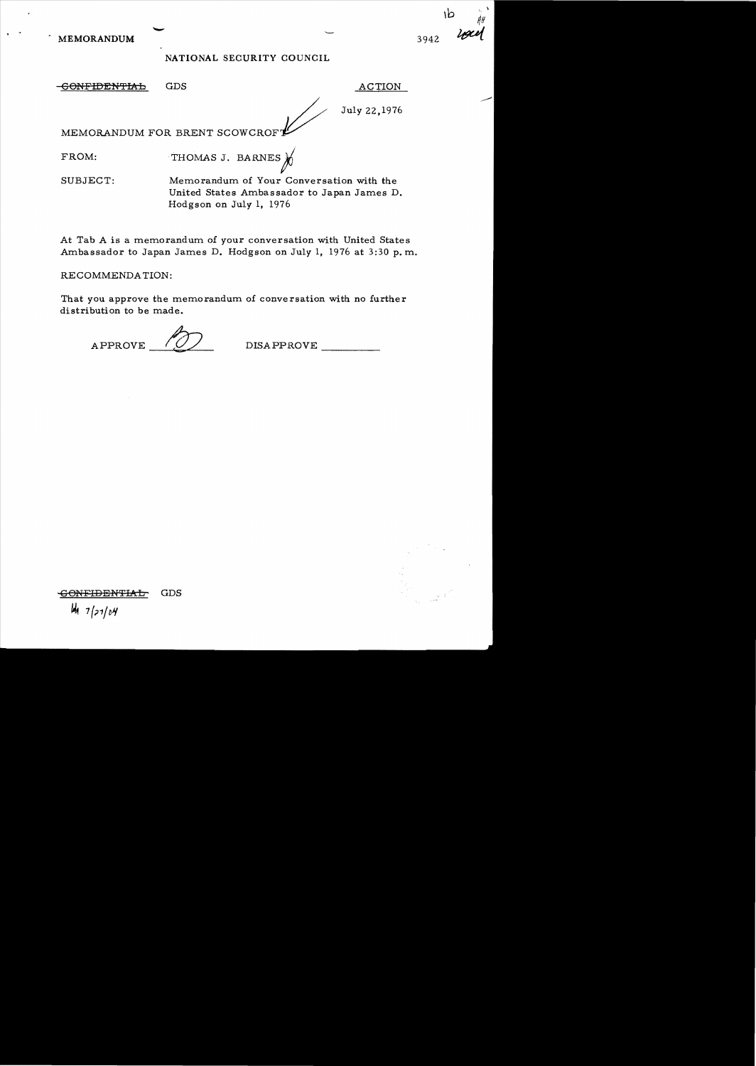MEMORANDUM 3942

NATIONAL SECURITY COUNCIL

~~CONFIDENTIAL~~ GDS ACTION

July 22, 1976

MEMORANDUM FOR BRENT SCOWCROFT

FROM: THOMAS J. BARNES

SUBJECT: Memorandum of Your Conversation with the United States Ambassador to Japan James D. Hodgson on July 1, 1976

At Tab A is a memorandum of your conversation with United States Ambassador to Japan James D. Hodgson on July 1, 1976 at 3:30 p.m.

RECOMMENDATION:

That you approve the memorandum of conversation with no further distribution to be made.

APPROVE ____ DISAPPROVE ____

~~CONFIDENTIAL~~ GDS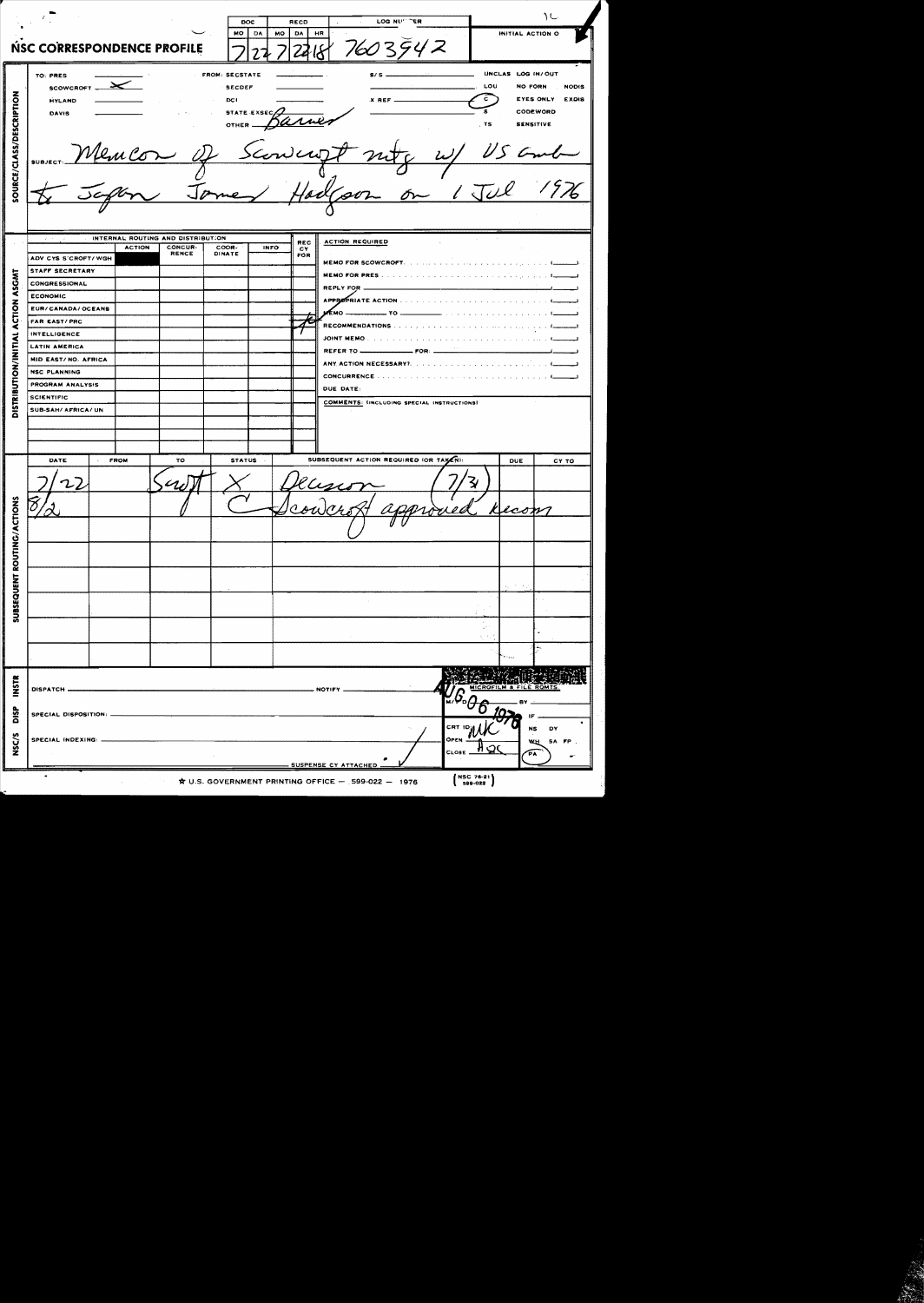1C

**DOC** MO 7 DA 22 | **RECD** MO 7 DA 22 HR 18 | LOG NUMBER 7603942

INITIAL ACTION O

# NSC CORRESPONDENCE PROFILE

**SOURCE/CLASS/DESCRIPTION**

TO: PRES
SCOWCROFT X
HYLAND
DAVIS

FROM: SECSTATE
SECDEF
DCI
STATE EXSEC
OTHER Barnes

S/S
X REF

UNCLAS LOG IN/OUT
LOU NO FORN NODIS
C EYES ONLY EXDIS
S CODEWORD
TS SENSITIVE

SUBJECT: Memcon of Scowcroft mtg w/ US amb to Japan James Hodgson on 1 Jul 1976

**DISTRIBUTION/INITIAL ACTION ASGMT**

| INTERNAL ROUTING AND DISTRIBUTION | ACTION | CONCURRENCE | COORDINATE | INFO | REC CY FOR |
|---|---|---|---|---|---|
| ADV CYS S'CROFT/WGH | | | | | |
| STAFF SECRETARY | | | | | |
| CONGRESSIONAL | | | | | |
| ECONOMIC | | | | | |
| EUR/CANADA/OCEANS | | | | | |
| FAR EAST/PRC | | | | | X |
| INTELLIGENCE | | | | | |
| LATIN AMERICA | | | | | |
| MID EAST/NO. AFRICA | | | | | |
| NSC PLANNING | | | | | |
| PROGRAM ANALYSIS | | | | | |
| SCIENTIFIC | | | | | |
| SUB-SAH/AFRICA/UN | | | | | |

ACTION REQUIRED
MEMO FOR SCOWCROFT
MEMO FOR PRES
REPLY FOR
APPROPRIATE ACTION
MEMO ✓ TO
RECOMMENDATIONS
JOINT MEMO
REFER TO FOR:
ANY ACTION NECESSARY?
CONCURRENCE
DUE DATE:
COMMENTS: (INCLUDING SPECIAL INSTRUCTIONS)

**SUBSEQUENT ROUTING/ACTIONS**

| DATE | FROM | TO | STATUS | SUBSEQUENT ACTION REQUIRED (OR TAKEN): | DUE | CY TO |
|---|---|---|---|---|---|---|
| 7/22 | | Scowft | X | Decision (7/31) | | |
| 8/2 | | | C | Scowcroft approved Recom | | |

**NSC/S DISP INSTR**

DISPATCH
NOTIFY
SPECIAL DISPOSITION:
SPECIAL INDEXING:
SUSPENSE CY ATTACHED

MICROFILM & FILE RQMTS.
M/F'D AUG 06 1976 BY
CRT ID MK
OPEN
CLOSE AOC
IF
NS DY
WH SA FP
PA

★ U.S. GOVERNMENT PRINTING OFFICE — 599-022 — 1976

(NSC 76-21 599-022)